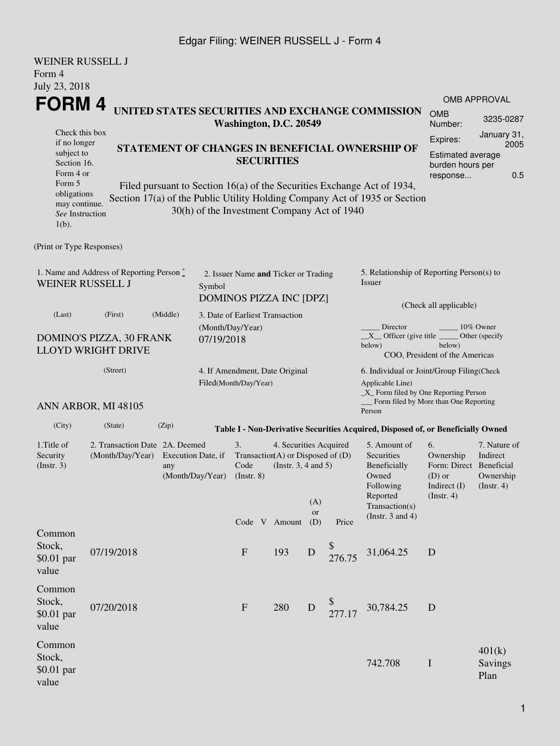Edgar Filing: WEINER RUSSELL J - Form 4

WEINER RUSSELL J
Form 4
July 23, 2018

# FORM 4

**UNITED STATES SECURITIES AND EXCHANGE COMMISSION**
**Washington, D.C. 20549**

| OMB APPROVAL | |
|---|---|
| OMB Number: | 3235-0287 |
| Expires: | January 31, 2005 |
| Estimated average burden hours per response... | 0.5 |

Check this box if no longer subject to Section 16. Form 4 or Form 5 obligations may continue. *See* Instruction 1(b).

**STATEMENT OF CHANGES IN BENEFICIAL OWNERSHIP OF SECURITIES**

Filed pursuant to Section 16(a) of the Securities Exchange Act of 1934, Section 17(a) of the Public Utility Holding Company Act of 1935 or Section 30(h) of the Investment Company Act of 1940

(Print or Type Responses)

1. Name and Address of Reporting Person *
WEINER RUSSELL J

(Last) (First) (Middle)

DOMINO'S PIZZA, 30 FRANK LLOYD WRIGHT DRIVE

(Street)

ANN ARBOR, MI 48105

(City) (State) (Zip)

2. Issuer Name **and** Ticker or Trading Symbol
DOMINOS PIZZA INC [DPZ]

3. Date of Earliest Transaction (Month/Day/Year)
07/19/2018

4. If Amendment, Date Original Filed(Month/Day/Year)

5. Relationship of Reporting Person(s) to Issuer

(Check all applicable)

_____ Director _____ 10% Owner
__X__ Officer (give title below) _____ Other (specify below)
COO, President of the Americas

6. Individual or Joint/Group Filing(Check Applicable Line)
_X_ Form filed by One Reporting Person
___ Form filed by More than One Reporting Person

**Table I - Non-Derivative Securities Acquired, Disposed of, or Beneficially Owned**

| 1.Title of Security (Instr. 3) | 2. Transaction Date (Month/Day/Year) | 2A. Deemed Execution Date, if any (Month/Day/Year) | 3. Transaction Code (Instr. 8) | | 4. Securities Acquired (A) or Disposed of (D) (Instr. 3, 4 and 5) | | | 5. Amount of Securities Beneficially Owned Following Reported Transaction(s) (Instr. 3 and 4) | 6. Ownership Form: Direct (D) or Indirect (I) (Instr. 4) | 7. Nature of Indirect Beneficial Ownership (Instr. 4) |
|---|---|---|---|---|---|---|---|---|---|---|
| | | | Code | V | Amount | (A) or (D) | Price | | | |
| Common Stock, $0.01 par value | 07/19/2018 | | F | | 193 | D | $ 276.75 | 31,064.25 | D | |
| Common Stock, $0.01 par value | 07/20/2018 | | F | | 280 | D | $ 277.17 | 30,784.25 | D | |
| Common Stock, $0.01 par value | | | | | | | | 742.708 | I | 401(k) Savings Plan |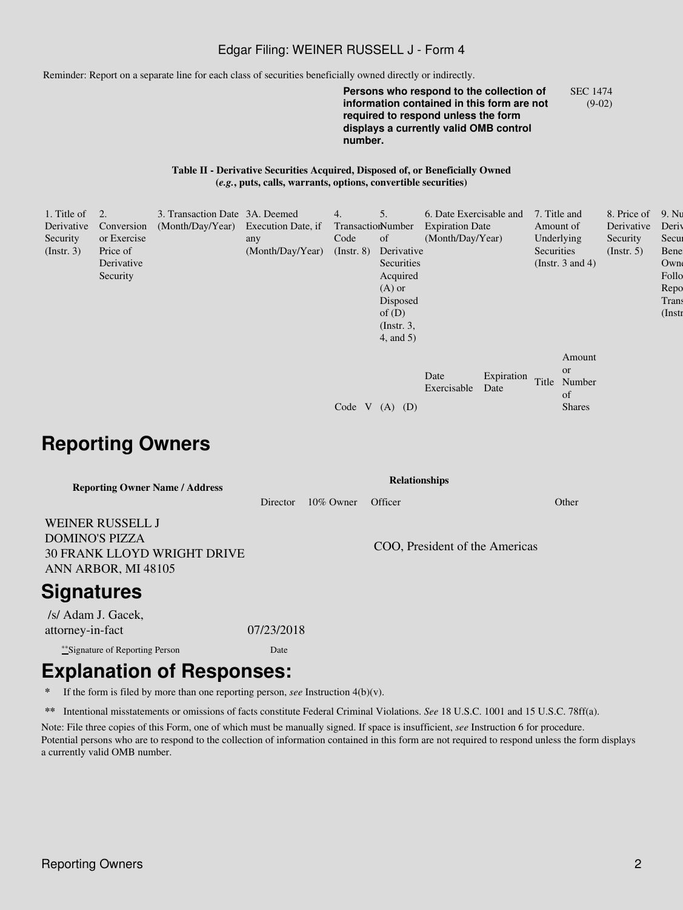Reminder: Report on a separate line for each class of securities beneficially owned directly or indirectly.

**Persons who respond to the collection of information contained in this form are not required to respond unless the form displays a currently valid OMB control number.**

SEC 1474 (9-02)

**Table II - Derivative Securities Acquired, Disposed of, or Beneficially Owned**
**(*e.g.*, puts, calls, warrants, options, convertible securities)**

| 1. Title of Derivative Security (Instr. 3) | 2. Conversion or Exercise Price of Derivative Security | 3. Transaction Date (Month/Day/Year) | 3A. Deemed Execution Date, if any (Month/Day/Year) | 4. Transaction Code (Instr. 8) | | 5. Number of Derivative Securities Acquired (A) or Disposed of (D) (Instr. 3, 4, and 5) | | 6. Date Exercisable and Expiration Date (Month/Day/Year) | | 7. Title and Amount of Underlying Securities (Instr. 3 and 4) | | 8. Price of Derivative Security (Instr. 5) | 9. Nu Deriv Secur Bene Owne Follo Repo Trans (Instr |
|---|---|---|---|---|---|---|---|---|---|---|---|---|---|
| | | | | Code | V | (A) | (D) | Date Exercisable | Expiration Date | Title | Amount or Number of Shares | | |

## Reporting Owners

| Reporting Owner Name / Address | Relationships | | | |
|---|---|---|---|---|
| | Director | 10% Owner | Officer | Other |
| WEINER RUSSELL J<br>DOMINO'S PIZZA<br>30 FRANK LLOYD WRIGHT DRIVE<br>ANN ARBOR, MI 48105 | | | COO, President of the Americas | |

## Signatures

| | |
|---|---|
| /s/ Adam J. Gacek, attorney-in-fact | 07/23/2018 |
| **Signature of Reporting Person | Date |

## Explanation of Responses:

\* If the form is filed by more than one reporting person, *see* Instruction 4(b)(v).

** Intentional misstatements or omissions of facts constitute Federal Criminal Violations. *See* 18 U.S.C. 1001 and 15 U.S.C. 78ff(a).

Note: File three copies of this Form, one of which must be manually signed. If space is insufficient, *see* Instruction 6 for procedure.
Potential persons who are to respond to the collection of information contained in this form are not required to respond unless the form displays a currently valid OMB number.